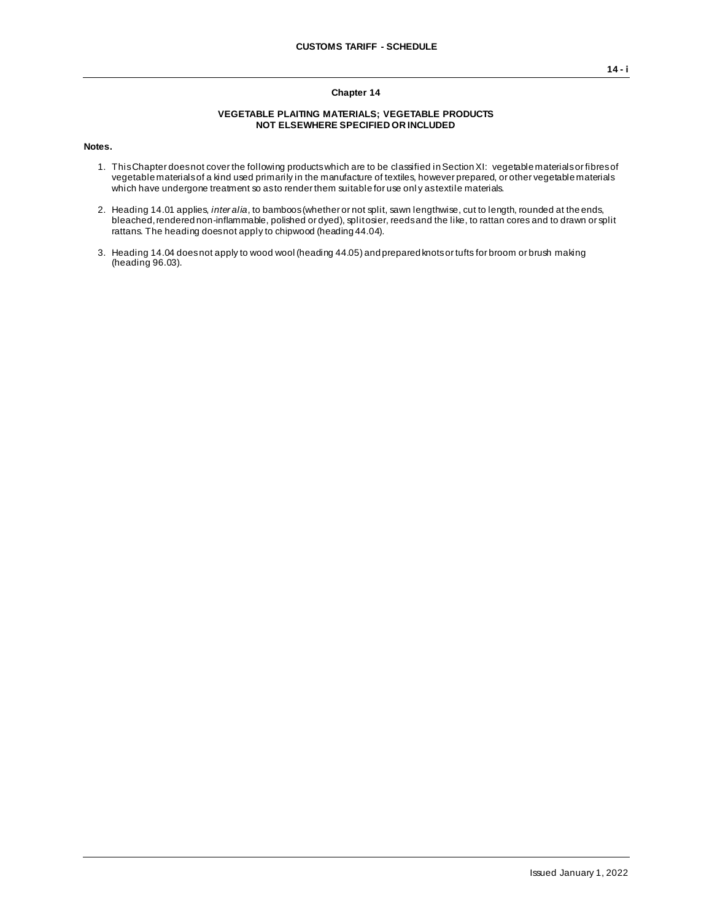## Chapter 14

### VEGETABLE PLAITING MATERIALS; VEGETABLE PRODUCTS NOT ELSEWHERE SPECIFIED OR INCLUDED

**Notes.**

1. This Chapter does not cover the following products which are to be classified in Section XI: vegetable materials or fibres of vegetable materials of a kind used primarily in the manufacture of textiles, however prepared, or other vegetable materials which have undergone treatment so as to render them suitable for use only as textile materials.

2. Heading 14.01 applies, *inter alia*, to bamboos (whether or not split, sawn lengthwise, cut to length, rounded at the ends, bleached, rendered non-inflammable, polished or dyed), split osier, reeds and the like, to rattan cores and to drawn or split rattans. The heading does not apply to chipwood (heading 44.04).

3. Heading 14.04 does not apply to wood wool (heading 44.05) and prepared knots or tufts for broom or brush making (heading 96.03).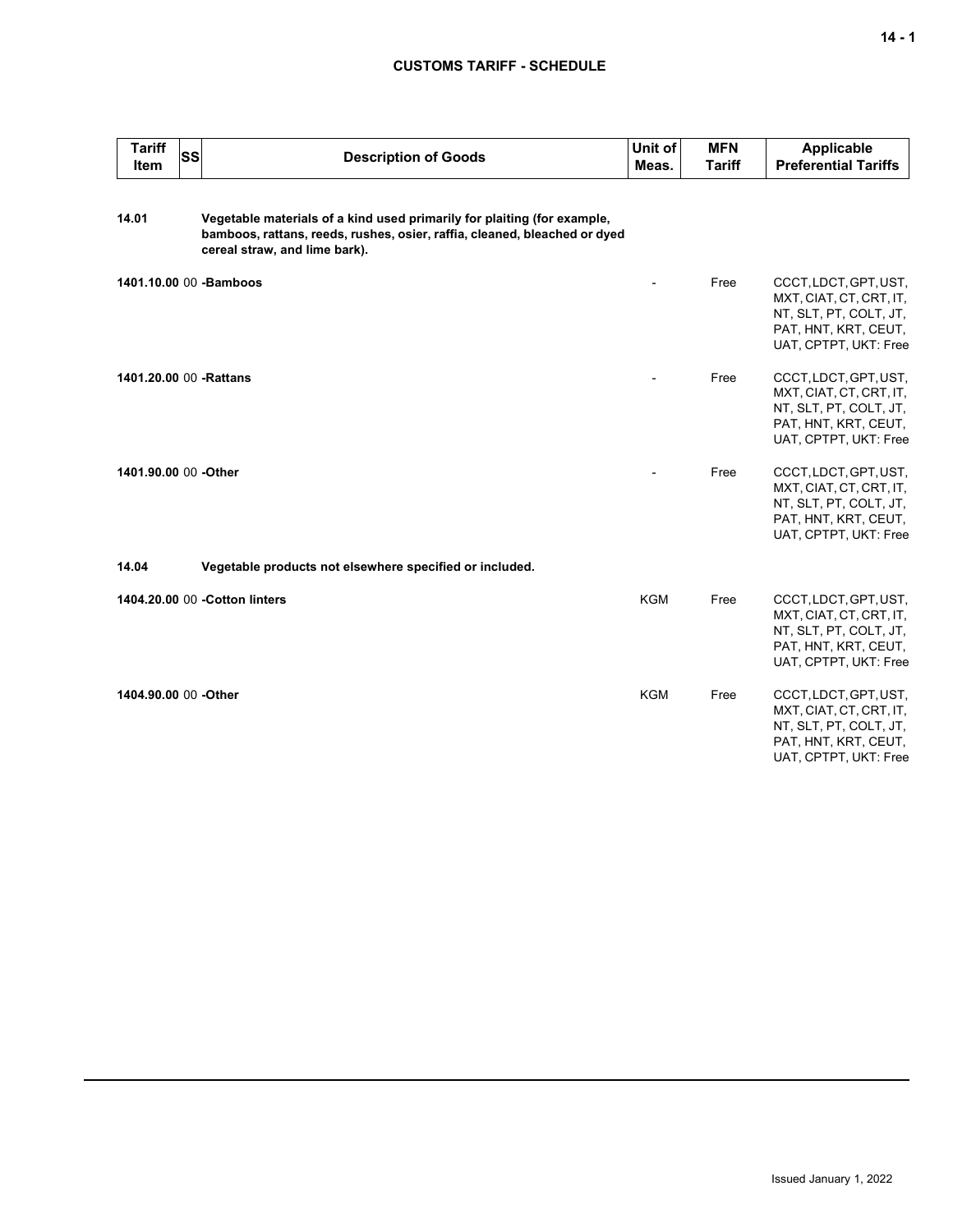## CUSTOMS TARIFF - SCHEDULE

| Tariff Item | SS | Description of Goods | Unit of Meas. | MFN Tariff | Applicable Preferential Tariffs |
|---|---|---|---|---|---|
| **14.01** | | **Vegetable materials of a kind used primarily for plaiting (for example, bamboos, rattans, reeds, rushes, osier, raffia, cleaned, bleached or dyed cereal straw, and lime bark).** | | | |
| **1401.10.00** | 00 | **-Bamboos** | - | Free | CCCT, LDCT, GPT, UST, MXT, CIAT, CT, CRT, IT, NT, SLT, PT, COLT, JT, PAT, HNT, KRT, CEUT, UAT, CPTPT, UKT: Free |
| **1401.20.00** | 00 | **-Rattans** | - | Free | CCCT, LDCT, GPT, UST, MXT, CIAT, CT, CRT, IT, NT, SLT, PT, COLT, JT, PAT, HNT, KRT, CEUT, UAT, CPTPT, UKT: Free |
| **1401.90.00** | 00 | **-Other** | - | Free | CCCT, LDCT, GPT, UST, MXT, CIAT, CT, CRT, IT, NT, SLT, PT, COLT, JT, PAT, HNT, KRT, CEUT, UAT, CPTPT, UKT: Free |
| **14.04** | | **Vegetable products not elsewhere specified or included.** | | | |
| **1404.20.00** | 00 | **-Cotton linters** | KGM | Free | CCCT, LDCT, GPT, UST, MXT, CIAT, CT, CRT, IT, NT, SLT, PT, COLT, JT, PAT, HNT, KRT, CEUT, UAT, CPTPT, UKT: Free |
| **1404.90.00** | 00 | **-Other** | KGM | Free | CCCT, LDCT, GPT, UST, MXT, CIAT, CT, CRT, IT, NT, SLT, PT, COLT, JT, PAT, HNT, KRT, CEUT, UAT, CPTPT, UKT: Free |

Issued January 1, 2022